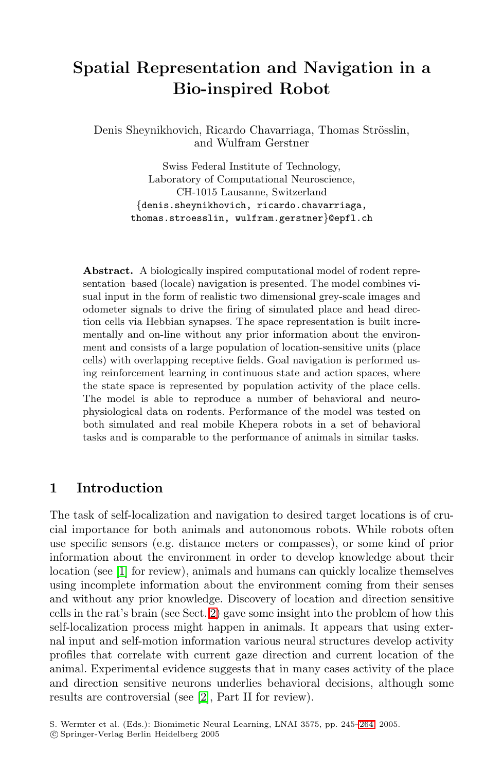# Spatial Representation and Navigation in a Bio-inspired Robot

Denis Sheynikhovich, Ricardo Chavarriaga, Thomas Strösslin, and Wulfram Gerstner

Swiss Federal Institute of Technology,
Laboratory of Computational Neuroscience,
CH-1015 Lausanne, Switzerland
{denis.sheynikhovich, ricardo.chavarriaga, thomas.stroesslin, wulfram.gerstner}@epfl.ch

**Abstract.** A biologically inspired computational model of rodent representation–based (locale) navigation is presented. The model combines visual input in the form of realistic two dimensional grey-scale images and odometer signals to drive the firing of simulated place and head direction cells via Hebbian synapses. The space representation is built incrementally and on-line without any prior information about the environment and consists of a large population of location-sensitive units (place cells) with overlapping receptive fields. Goal navigation is performed using reinforcement learning in continuous state and action spaces, where the state space is represented by population activity of the place cells. The model is able to reproduce a number of behavioral and neurophysiological data on rodents. Performance of the model was tested on both simulated and real mobile Khepera robots in a set of behavioral tasks and is comparable to the performance of animals in similar tasks.

## 1 Introduction

The task of self-localization and navigation to desired target locations is of crucial importance for both animals and autonomous robots. While robots often use specific sensors (e.g. distance meters or compasses), or some kind of prior information about the environment in order to develop knowledge about their location (see [1] for review), animals and humans can quickly localize themselves using incomplete information about the environment coming from their senses and without any prior knowledge. Discovery of location and direction sensitive cells in the rat's brain (see Sect. 2) gave some insight into the problem of how this self-localization process might happen in animals. It appears that using external input and self-motion information various neural structures develop activity profiles that correlate with current gaze direction and current location of the animal. Experimental evidence suggests that in many cases activity of the place and direction sensitive neurons underlies behavioral decisions, although some results are controversial (see [2], Part II for review).

S. Wermter et al. (Eds.): Biomimetic Neural Learning, LNAI 3575, pp. 245–264, 2005.
© Springer-Verlag Berlin Heidelberg 2005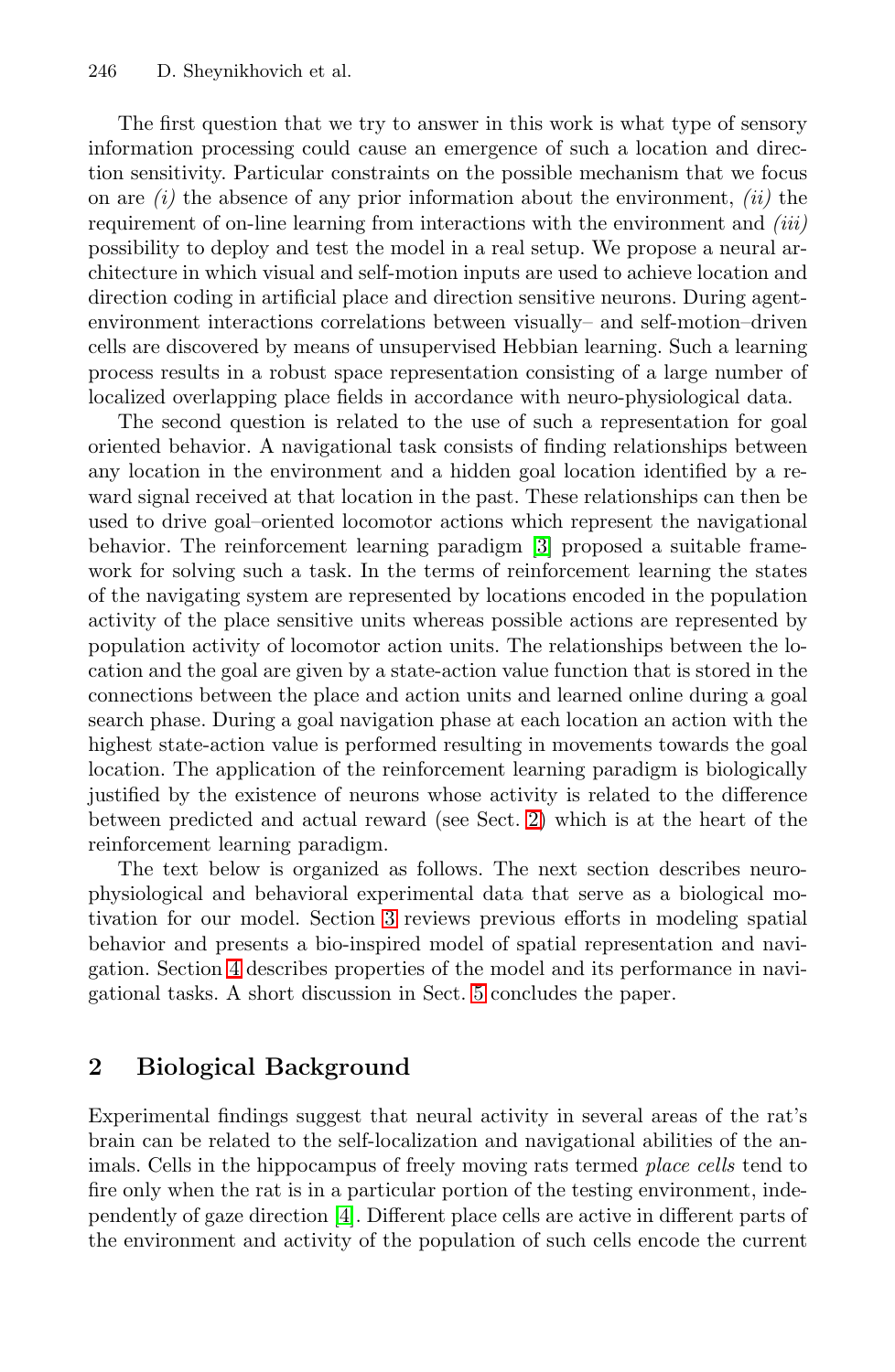The first question that we try to answer in this work is what type of sensory information processing could cause an emergence of such a location and direction sensitivity. Particular constraints on the possible mechanism that we focus on are *(i)* the absence of any prior information about the environment, *(ii)* the requirement of on-line learning from interactions with the environment and *(iii)* possibility to deploy and test the model in a real setup. We propose a neural architecture in which visual and self-motion inputs are used to achieve location and direction coding in artificial place and direction sensitive neurons. During agent-environment interactions correlations between visually– and self-motion–driven cells are discovered by means of unsupervised Hebbian learning. Such a learning process results in a robust space representation consisting of a large number of localized overlapping place fields in accordance with neuro-physiological data.

The second question is related to the use of such a representation for goal oriented behavior. A navigational task consists of finding relationships between any location in the environment and a hidden goal location identified by a reward signal received at that location in the past. These relationships can then be used to drive goal–oriented locomotor actions which represent the navigational behavior. The reinforcement learning paradigm [3] proposed a suitable framework for solving such a task. In the terms of reinforcement learning the states of the navigating system are represented by locations encoded in the population activity of the place sensitive units whereas possible actions are represented by population activity of locomotor action units. The relationships between the location and the goal are given by a state-action value function that is stored in the connections between the place and action units and learned online during a goal search phase. During a goal navigation phase at each location an action with the highest state-action value is performed resulting in movements towards the goal location. The application of the reinforcement learning paradigm is biologically justified by the existence of neurons whose activity is related to the difference between predicted and actual reward (see Sect. 2) which is at the heart of the reinforcement learning paradigm.

The text below is organized as follows. The next section describes neuro-physiological and behavioral experimental data that serve as a biological motivation for our model. Section 3 reviews previous efforts in modeling spatial behavior and presents a bio-inspired model of spatial representation and navigation. Section 4 describes properties of the model and its performance in navigational tasks. A short discussion in Sect. 5 concludes the paper.

## 2 Biological Background

Experimental findings suggest that neural activity in several areas of the rat's brain can be related to the self-localization and navigational abilities of the animals. Cells in the hippocampus of freely moving rats termed *place cells* tend to fire only when the rat is in a particular portion of the testing environment, independently of gaze direction [4]. Different place cells are active in different parts of the environment and activity of the population of such cells encode the current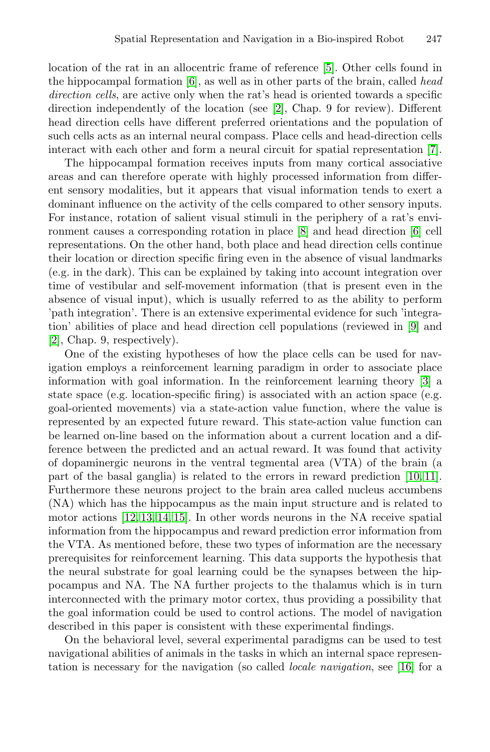location of the rat in an allocentric frame of reference [5]. Other cells found in the hippocampal formation [6], as well as in other parts of the brain, called *head direction cells*, are active only when the rat's head is oriented towards a specific direction independently of the location (see [2], Chap. 9 for review). Different head direction cells have different preferred orientations and the population of such cells acts as an internal neural compass. Place cells and head-direction cells interact with each other and form a neural circuit for spatial representation [7].

The hippocampal formation receives inputs from many cortical associative areas and can therefore operate with highly processed information from different sensory modalities, but it appears that visual information tends to exert a dominant influence on the activity of the cells compared to other sensory inputs. For instance, rotation of salient visual stimuli in the periphery of a rat's environment causes a corresponding rotation in place [8] and head direction [6] cell representations. On the other hand, both place and head direction cells continue their location or direction specific firing even in the absence of visual landmarks (e.g. in the dark). This can be explained by taking into account integration over time of vestibular and self-movement information (that is present even in the absence of visual input), which is usually referred to as the ability to perform 'path integration'. There is an extensive experimental evidence for such 'integration' abilities of place and head direction cell populations (reviewed in [9] and [2], Chap. 9, respectively).

One of the existing hypotheses of how the place cells can be used for navigation employs a reinforcement learning paradigm in order to associate place information with goal information. In the reinforcement learning theory [3] a state space (e.g. location-specific firing) is associated with an action space (e.g. goal-oriented movements) via a state-action value function, where the value is represented by an expected future reward. This state-action value function can be learned on-line based on the information about a current location and a difference between the predicted and an actual reward. It was found that activity of dopaminergic neurons in the ventral tegmental area (VTA) of the brain (a part of the basal ganglia) is related to the errors in reward prediction [10,11]. Furthermore these neurons project to the brain area called nucleus accumbens (NA) which has the hippocampus as the main input structure and is related to motor actions [12,13,14,15]. In other words neurons in the NA receive spatial information from the hippocampus and reward prediction error information from the VTA. As mentioned before, these two types of information are the necessary prerequisites for reinforcement learning. This data supports the hypothesis that the neural substrate for goal learning could be the synapses between the hippocampus and NA. The NA further projects to the thalamus which is in turn interconnected with the primary motor cortex, thus providing a possibility that the goal information could be used to control actions. The model of navigation described in this paper is consistent with these experimental findings.

On the behavioral level, several experimental paradigms can be used to test navigational abilities of animals in the tasks in which an internal space representation is necessary for the navigation (so called *locale navigation*, see [16] for a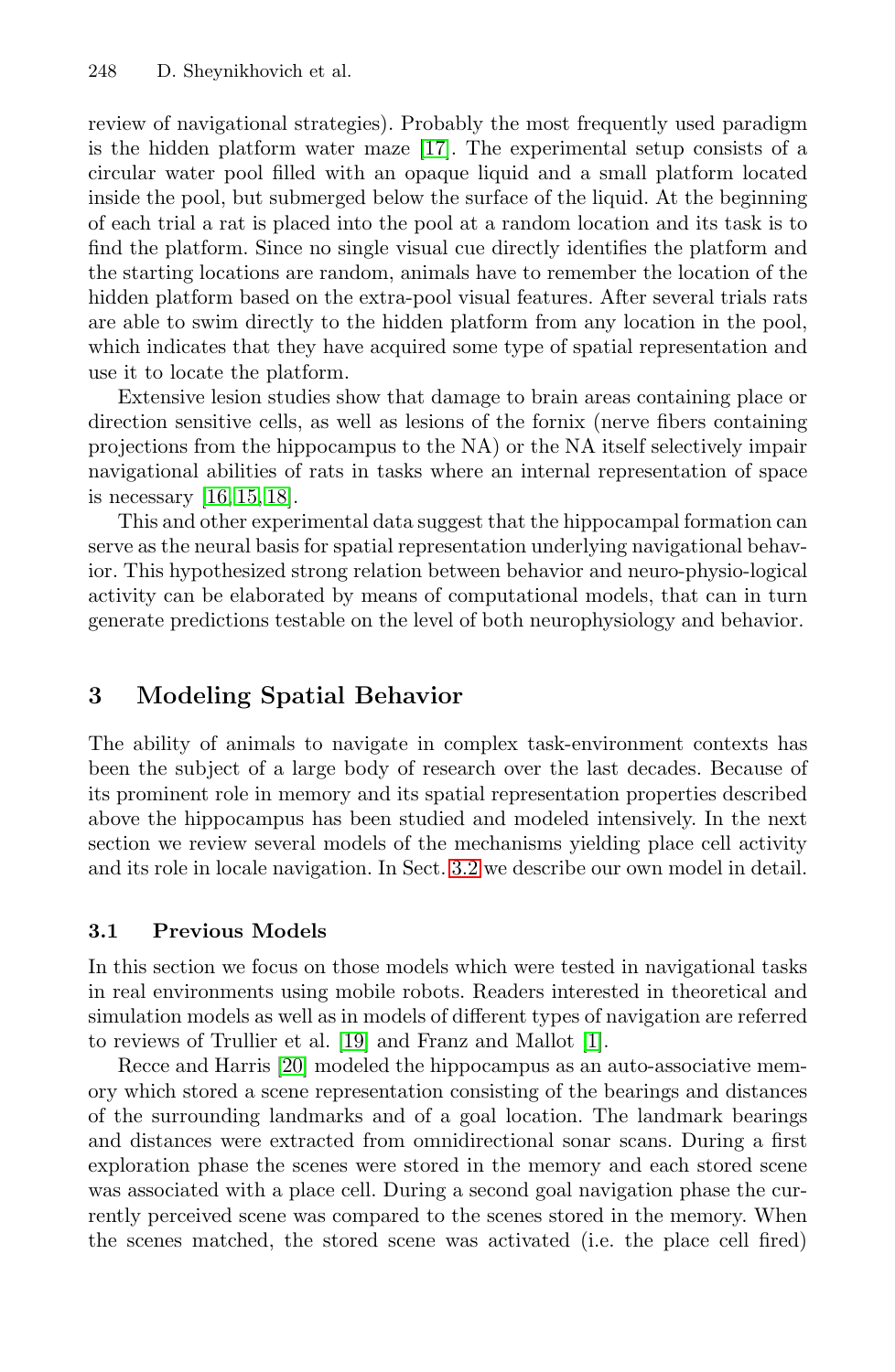review of navigational strategies). Probably the most frequently used paradigm is the hidden platform water maze [17]. The experimental setup consists of a circular water pool filled with an opaque liquid and a small platform located inside the pool, but submerged below the surface of the liquid. At the beginning of each trial a rat is placed into the pool at a random location and its task is to find the platform. Since no single visual cue directly identifies the platform and the starting locations are random, animals have to remember the location of the hidden platform based on the extra-pool visual features. After several trials rats are able to swim directly to the hidden platform from any location in the pool, which indicates that they have acquired some type of spatial representation and use it to locate the platform.

Extensive lesion studies show that damage to brain areas containing place or direction sensitive cells, as well as lesions of the fornix (nerve fibers containing projections from the hippocampus to the NA) or the NA itself selectively impair navigational abilities of rats in tasks where an internal representation of space is necessary [16,15,18].

This and other experimental data suggest that the hippocampal formation can serve as the neural basis for spatial representation underlying navigational behavior. This hypothesized strong relation between behavior and neuro-physio-logical activity can be elaborated by means of computational models, that can in turn generate predictions testable on the level of both neurophysiology and behavior.

## 3 Modeling Spatial Behavior

The ability of animals to navigate in complex task-environment contexts has been the subject of a large body of research over the last decades. Because of its prominent role in memory and its spatial representation properties described above the hippocampus has been studied and modeled intensively. In the next section we review several models of the mechanisms yielding place cell activity and its role in locale navigation. In Sect. 3.2 we describe our own model in detail.

### 3.1 Previous Models

In this section we focus on those models which were tested in navigational tasks in real environments using mobile robots. Readers interested in theoretical and simulation models as well as in models of different types of navigation are referred to reviews of Trullier et al. [19] and Franz and Mallot [1].

Recce and Harris [20] modeled the hippocampus as an auto-associative memory which stored a scene representation consisting of the bearings and distances of the surrounding landmarks and of a goal location. The landmark bearings and distances were extracted from omnidirectional sonar scans. During a first exploration phase the scenes were stored in the memory and each stored scene was associated with a place cell. During a second goal navigation phase the currently perceived scene was compared to the scenes stored in the memory. When the scenes matched, the stored scene was activated (i.e. the place cell fired)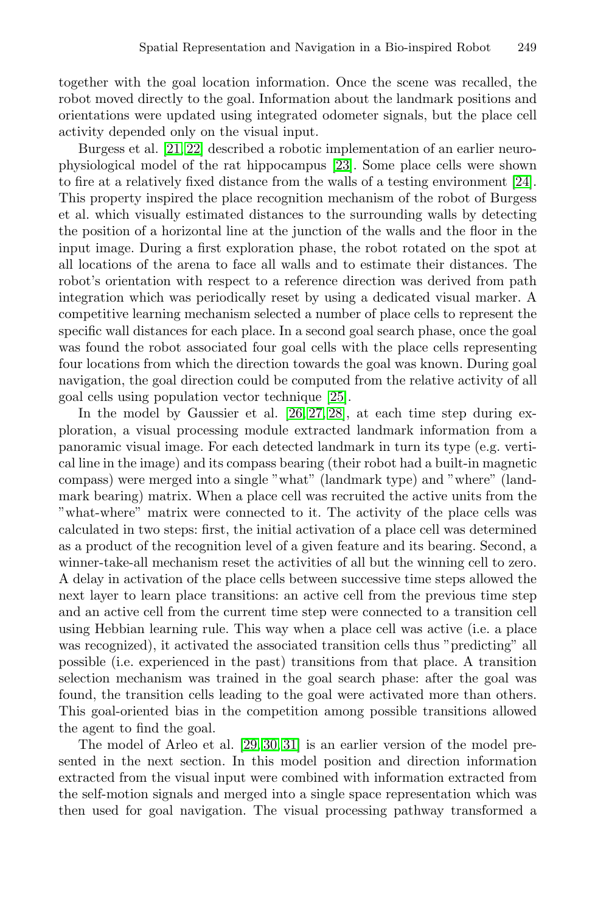together with the goal location information. Once the scene was recalled, the robot moved directly to the goal. Information about the landmark positions and orientations were updated using integrated odometer signals, but the place cell activity depended only on the visual input.

Burgess et al. [21, 22] described a robotic implementation of an earlier neurophysiological model of the rat hippocampus [23]. Some place cells were shown to fire at a relatively fixed distance from the walls of a testing environment [24]. This property inspired the place recognition mechanism of the robot of Burgess et al. which visually estimated distances to the surrounding walls by detecting the position of a horizontal line at the junction of the walls and the floor in the input image. During a first exploration phase, the robot rotated on the spot at all locations of the arena to face all walls and to estimate their distances. The robot's orientation with respect to a reference direction was derived from path integration which was periodically reset by using a dedicated visual marker. A competitive learning mechanism selected a number of place cells to represent the specific wall distances for each place. In a second goal search phase, once the goal was found the robot associated four goal cells with the place cells representing four locations from which the direction towards the goal was known. During goal navigation, the goal direction could be computed from the relative activity of all goal cells using population vector technique [25].

In the model by Gaussier et al. [26, 27, 28], at each time step during exploration, a visual processing module extracted landmark information from a panoramic visual image. For each detected landmark in turn its type (e.g. vertical line in the image) and its compass bearing (their robot had a built-in magnetic compass) were merged into a single "what" (landmark type) and "where" (landmark bearing) matrix. When a place cell was recruited the active units from the "what-where" matrix were connected to it. The activity of the place cells was calculated in two steps: first, the initial activation of a place cell was determined as a product of the recognition level of a given feature and its bearing. Second, a winner-take-all mechanism reset the activities of all but the winning cell to zero. A delay in activation of the place cells between successive time steps allowed the next layer to learn place transitions: an active cell from the previous time step and an active cell from the current time step were connected to a transition cell using Hebbian learning rule. This way when a place cell was active (i.e. a place was recognized), it activated the associated transition cells thus "predicting" all possible (i.e. experienced in the past) transitions from that place. A transition selection mechanism was trained in the goal search phase: after the goal was found, the transition cells leading to the goal were activated more than others. This goal-oriented bias in the competition among possible transitions allowed the agent to find the goal.

The model of Arleo et al. [29, 30, 31] is an earlier version of the model presented in the next section. In this model position and direction information extracted from the visual input were combined with information extracted from the self-motion signals and merged into a single space representation which was then used for goal navigation. The visual processing pathway transformed a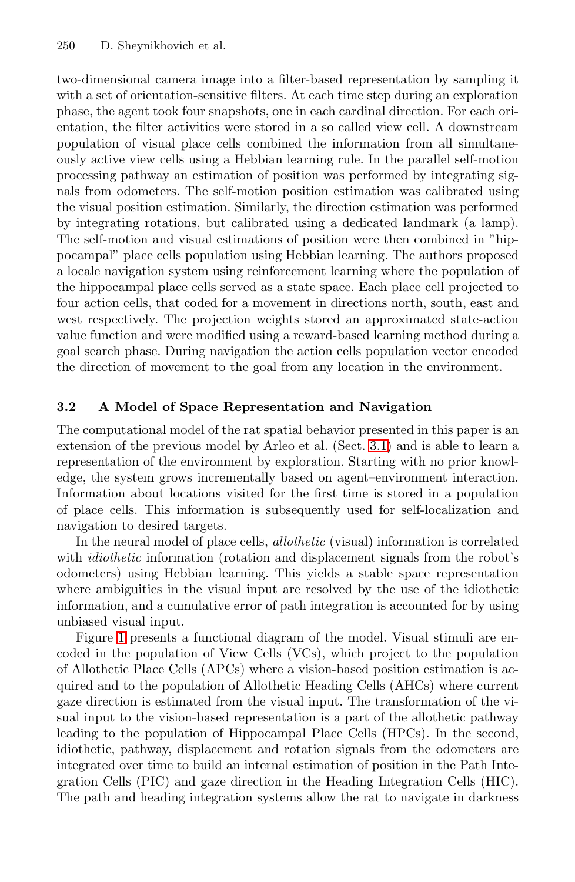two-dimensional camera image into a filter-based representation by sampling it with a set of orientation-sensitive filters. At each time step during an exploration phase, the agent took four snapshots, one in each cardinal direction. For each orientation, the filter activities were stored in a so called view cell. A downstream population of visual place cells combined the information from all simultaneously active view cells using a Hebbian learning rule. In the parallel self-motion processing pathway an estimation of position was performed by integrating signals from odometers. The self-motion position estimation was calibrated using the visual position estimation. Similarly, the direction estimation was performed by integrating rotations, but calibrated using a dedicated landmark (a lamp). The self-motion and visual estimations of position were then combined in "hippocampal" place cells population using Hebbian learning. The authors proposed a locale navigation system using reinforcement learning where the population of the hippocampal place cells served as a state space. Each place cell projected to four action cells, that coded for a movement in directions north, south, east and west respectively. The projection weights stored an approximated state-action value function and were modified using a reward-based learning method during a goal search phase. During navigation the action cells population vector encoded the direction of movement to the goal from any location in the environment.

### 3.2 A Model of Space Representation and Navigation

The computational model of the rat spatial behavior presented in this paper is an extension of the previous model by Arleo et al. (Sect. 3.1) and is able to learn a representation of the environment by exploration. Starting with no prior knowledge, the system grows incrementally based on agent–environment interaction. Information about locations visited for the first time is stored in a population of place cells. This information is subsequently used for self-localization and navigation to desired targets.

In the neural model of place cells, *allothetic* (visual) information is correlated with *idiothetic* information (rotation and displacement signals from the robot's odometers) using Hebbian learning. This yields a stable space representation where ambiguities in the visual input are resolved by the use of the idiothetic information, and a cumulative error of path integration is accounted for by using unbiased visual input.

Figure 1 presents a functional diagram of the model. Visual stimuli are encoded in the population of View Cells (VCs), which project to the population of Allothetic Place Cells (APCs) where a vision-based position estimation is acquired and to the population of Allothetic Heading Cells (AHCs) where current gaze direction is estimated from the visual input. The transformation of the visual input to the vision-based representation is a part of the allothetic pathway leading to the population of Hippocampal Place Cells (HPCs). In the second, idiothetic, pathway, displacement and rotation signals from the odometers are integrated over time to build an internal estimation of position in the Path Integration Cells (PIC) and gaze direction in the Heading Integration Cells (HIC). The path and heading integration systems allow the rat to navigate in darkness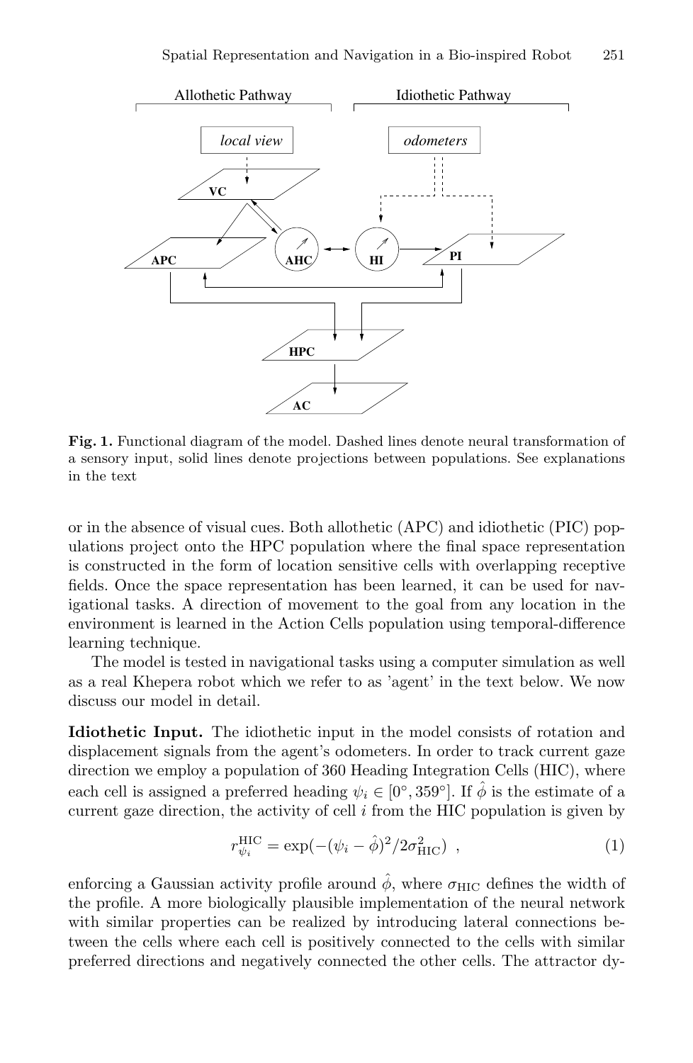**Fig. 1.** Functional diagram of the model. Dashed lines denote neural transformation of a sensory input, solid lines denote projections between populations. See explanations in the text

or in the absence of visual cues. Both allothetic (APC) and idiothetic (PIC) populations project onto the HPC population where the final space representation is constructed in the form of location sensitive cells with overlapping receptive fields. Once the space representation has been learned, it can be used for navigational tasks. A direction of movement to the goal from any location in the environment is learned in the Action Cells population using temporal-difference learning technique.

The model is tested in navigational tasks using a computer simulation as well as a real Khepera robot which we refer to as 'agent' in the text below. We now discuss our model in detail.

**Idiothetic Input.** The idiothetic input in the model consists of rotation and displacement signals from the agent's odometers. In order to track current gaze direction we employ a population of 360 Heading Integration Cells (HIC), where each cell is assigned a preferred heading $\psi_i \in [0°, 359°]$. If $\hat{\phi}$ is the estimate of a current gaze direction, the activity of cell $i$ from the HIC population is given by

$$r_{\psi_i}^{\mathrm{HIC}} = \exp(-(\psi_i - \hat{\phi})^2 / 2\sigma_{\mathrm{HIC}}^2) \ , \tag{1}$$

enforcing a Gaussian activity profile around $\hat{\phi}$, where $\sigma_{\mathrm{HIC}}$ defines the width of the profile. A more biologically plausible implementation of the neural network with similar properties can be realized by introducing lateral connections between the cells where each cell is positively connected to the cells with similar preferred directions and negatively connected the other cells. The attractor dy-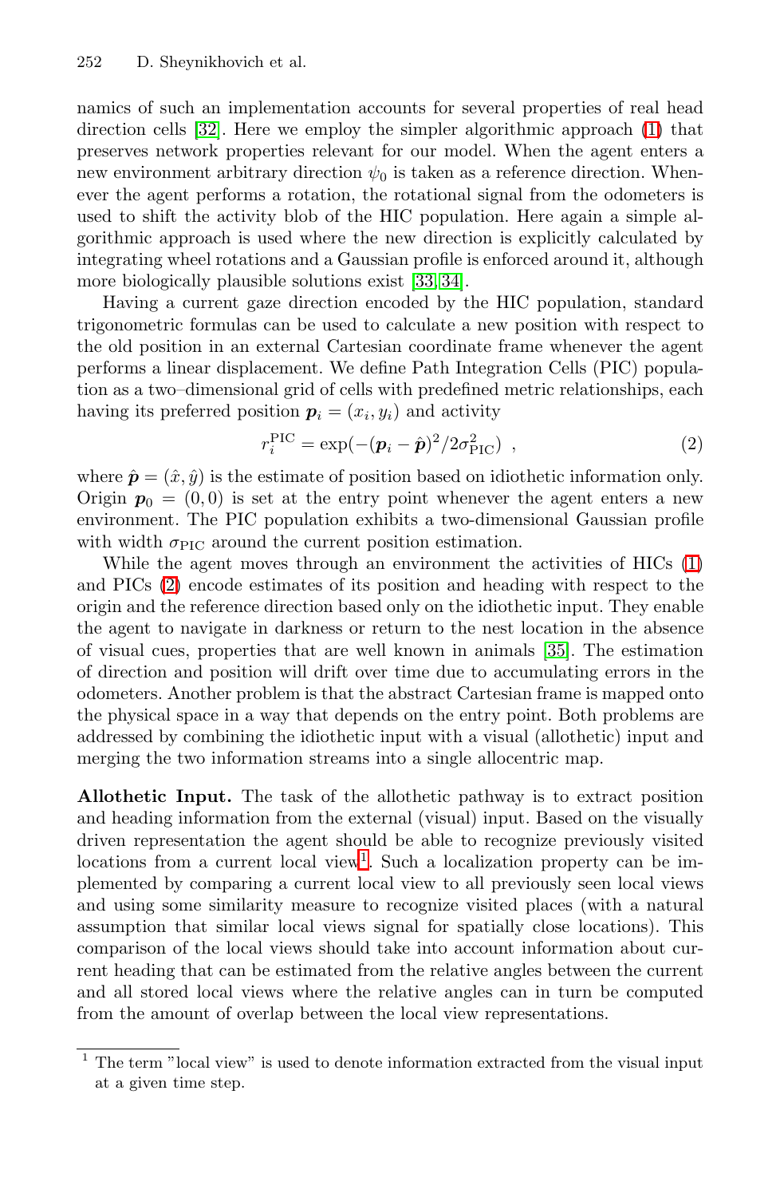namics of such an implementation accounts for several properties of real head direction cells [32]. Here we employ the simpler algorithmic approach (1) that preserves network properties relevant for our model. When the agent enters a new environment arbitrary direction $\psi_0$ is taken as a reference direction. Whenever the agent performs a rotation, the rotational signal from the odometers is used to shift the activity blob of the HIC population. Here again a simple algorithmic approach is used where the new direction is explicitly calculated by integrating wheel rotations and a Gaussian profile is enforced around it, although more biologically plausible solutions exist [33,34].

Having a current gaze direction encoded by the HIC population, standard trigonometric formulas can be used to calculate a new position with respect to the old position in an external Cartesian coordinate frame whenever the agent performs a linear displacement. We define Path Integration Cells (PIC) population as a two–dimensional grid of cells with predefined metric relationships, each having its preferred position $\boldsymbol{p}_i = (x_i, y_i)$ and activity

$$r_i^{\mathrm{PIC}} = \exp(-(\boldsymbol{p}_i - \hat{\boldsymbol{p}})^2 / 2\sigma_{\mathrm{PIC}}^2) \ , \tag{2}$$

where $\hat{\boldsymbol{p}} = (\hat{x}, \hat{y})$ is the estimate of position based on idiothetic information only. Origin $\boldsymbol{p}_0 = (0, 0)$ is set at the entry point whenever the agent enters a new environment. The PIC population exhibits a two-dimensional Gaussian profile with width $\sigma_{\mathrm{PIC}}$ around the current position estimation.

While the agent moves through an environment the activities of HICs (1) and PICs (2) encode estimates of its position and heading with respect to the origin and the reference direction based only on the idiothetic input. They enable the agent to navigate in darkness or return to the nest location in the absence of visual cues, properties that are well known in animals [35]. The estimation of direction and position will drift over time due to accumulating errors in the odometers. Another problem is that the abstract Cartesian frame is mapped onto the physical space in a way that depends on the entry point. Both problems are addressed by combining the idiothetic input with a visual (allothetic) input and merging the two information streams into a single allocentric map.

**Allothetic Input.** The task of the allothetic pathway is to extract position and heading information from the external (visual) input. Based on the visually driven representation the agent should be able to recognize previously visited locations from a current local view[1]. Such a localization property can be implemented by comparing a current local view to all previously seen local views and using some similarity measure to recognize visited places (with a natural assumption that similar local views signal for spatially close locations). This comparison of the local views should take into account information about current heading that can be estimated from the relative angles between the current and all stored local views where the relative angles can in turn be computed from the amount of overlap between the local view representations.

[1] The term "local view" is used to denote information extracted from the visual input at a given time step.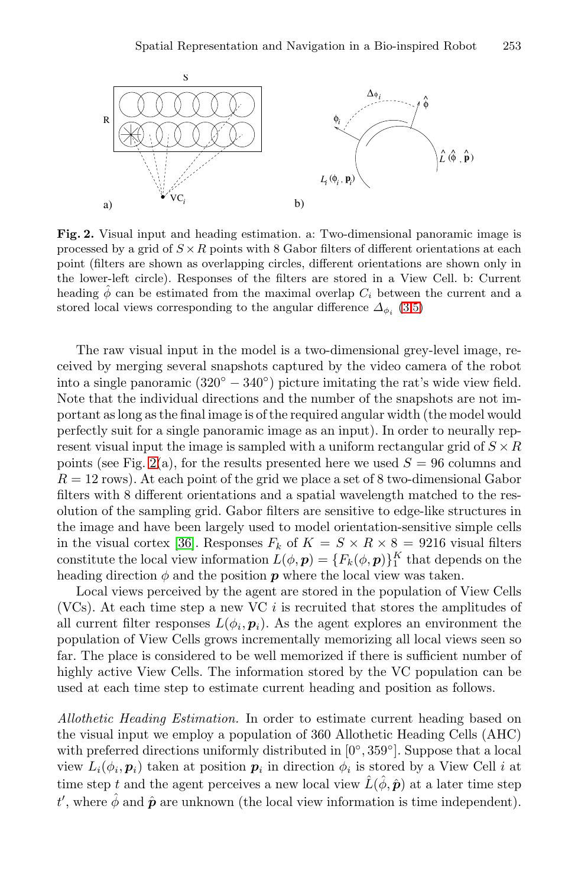**Fig. 2.** Visual input and heading estimation. a: Two-dimensional panoramic image is processed by a grid of $S \times R$ points with 8 Gabor filters of different orientations at each point (filters are shown as overlapping circles, different orientations are shown only in the lower-left circle). Responses of the filters are stored in a View Cell. b: Current heading $\hat{\phi}$ can be estimated from the maximal overlap $C_i$ between the current and a stored local views corresponding to the angular difference $\Delta_{\phi_i}$ (3,5)

The raw visual input in the model is a two-dimensional grey-level image, received by merging several snapshots captured by the video camera of the robot into a single panoramic ($320° - 340°$) picture imitating the rat's wide view field. Note that the individual directions and the number of the snapshots are not important as long as the final image is of the required angular width (the model would perfectly suit for a single panoramic image as an input). In order to neurally represent visual input the image is sampled with a uniform rectangular grid of $S \times R$ points (see Fig. 2(a), for the results presented here we used $S = 96$ columns and $R = 12$ rows). At each point of the grid we place a set of 8 two-dimensional Gabor filters with 8 different orientations and a spatial wavelength matched to the resolution of the sampling grid. Gabor filters are sensitive to edge-like structures in the image and have been largely used to model orientation-sensitive simple cells in the visual cortex [36]. Responses $F_k$ of $K = S \times R \times 8 = 9216$ visual filters constitute the local view information $L(\phi, \boldsymbol{p}) = \{F_k(\phi, \boldsymbol{p})\}_1^K$ that depends on the heading direction $\phi$ and the position $\boldsymbol{p}$ where the local view was taken.

Local views perceived by the agent are stored in the population of View Cells (VCs). At each time step a new VC $i$ is recruited that stores the amplitudes of all current filter responses $L(\phi_i, \boldsymbol{p}_i)$. As the agent explores an environment the population of View Cells grows incrementally memorizing all local views seen so far. The place is considered to be well memorized if there is sufficient number of highly active View Cells. The information stored by the VC population can be used at each time step to estimate current heading and position as follows.

*Allothetic Heading Estimation.* In order to estimate current heading based on the visual input we employ a population of 360 Allothetic Heading Cells (AHC) with preferred directions uniformly distributed in $[0°, 359°]$. Suppose that a local view $L_i(\phi_i, \boldsymbol{p}_i)$ taken at position $\boldsymbol{p}_i$ in direction $\phi_i$ is stored by a View Cell $i$ at time step $t$ and the agent perceives a new local view $\hat{L}(\hat{\phi}, \hat{\boldsymbol{p}})$ at a later time step $t'$, where $\hat{\phi}$ and $\hat{\boldsymbol{p}}$ are unknown (the local view information is time independent).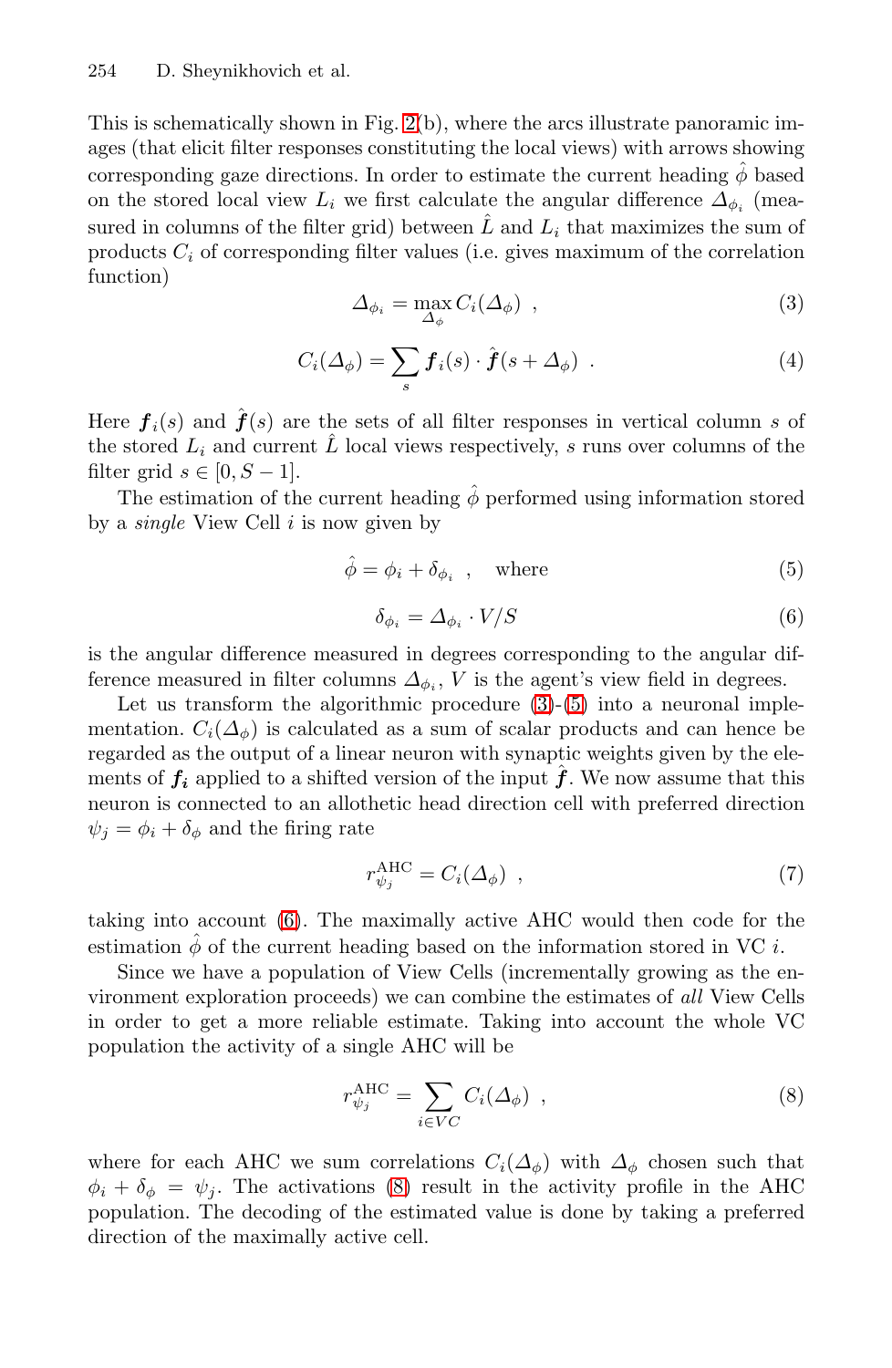This is schematically shown in Fig. 2(b), where the arcs illustrate panoramic images (that elicit filter responses constituting the local views) with arrows showing corresponding gaze directions. In order to estimate the current heading $\hat{\phi}$ based on the stored local view $L_i$ we first calculate the angular difference $\Delta_{\phi_i}$ (measured in columns of the filter grid) between $\hat{L}$ and $L_i$ that maximizes the sum of products $C_i$ of corresponding filter values (i.e. gives maximum of the correlation function)

$$\Delta_{\phi_i} = \max_{\Delta_\phi} C_i(\Delta_\phi) \ , \tag{3}$$

$$C_i(\Delta_\phi) = \sum_s \boldsymbol{f}_i(s) \cdot \hat{\boldsymbol{f}}(s + \Delta_\phi) \ . \tag{4}$$

Here $\boldsymbol{f}_i(s)$ and $\hat{\boldsymbol{f}}(s)$ are the sets of all filter responses in vertical column $s$ of the stored $L_i$ and current $\hat{L}$ local views respectively, $s$ runs over columns of the filter grid $s \in [0, S-1]$.

The estimation of the current heading $\hat{\phi}$ performed using information stored by a *single* View Cell $i$ is now given by

$$\hat{\phi} = \phi_i + \delta_{\phi_i} \ , \quad \text{where} \tag{5}$$

$$\delta_{\phi_i} = \Delta_{\phi_i} \cdot V/S \tag{6}$$

is the angular difference measured in degrees corresponding to the angular difference measured in filter columns $\Delta_{\phi_i}$, $V$ is the agent's view field in degrees.

Let us transform the algorithmic procedure (3)-(5) into a neuronal implementation. $C_i(\Delta_\phi)$ is calculated as a sum of scalar products and can hence be regarded as the output of a linear neuron with synaptic weights given by the elements of $\boldsymbol{f_i}$ applied to a shifted version of the input $\hat{\boldsymbol{f}}$. We now assume that this neuron is connected to an allothetic head direction cell with preferred direction $\psi_j = \phi_i + \delta_\phi$ and the firing rate

$$r^{\text{AHC}}_{\psi_j} = C_i(\Delta_\phi) \ , \tag{7}$$

taking into account (6). The maximally active AHC would then code for the estimation $\hat{\phi}$ of the current heading based on the information stored in VC $i$.

Since we have a population of View Cells (incrementally growing as the environment exploration proceeds) we can combine the estimates of *all* View Cells in order to get a more reliable estimate. Taking into account the whole VC population the activity of a single AHC will be

$$r^{\text{AHC}}_{\psi_j} = \sum_{i \in VC} C_i(\Delta_\phi) \ , \tag{8}$$

where for each AHC we sum correlations $C_i(\Delta_\phi)$ with $\Delta_\phi$ chosen such that $\phi_i + \delta_\phi = \psi_j$. The activations (8) result in the activity profile in the AHC population. The decoding of the estimated value is done by taking a preferred direction of the maximally active cell.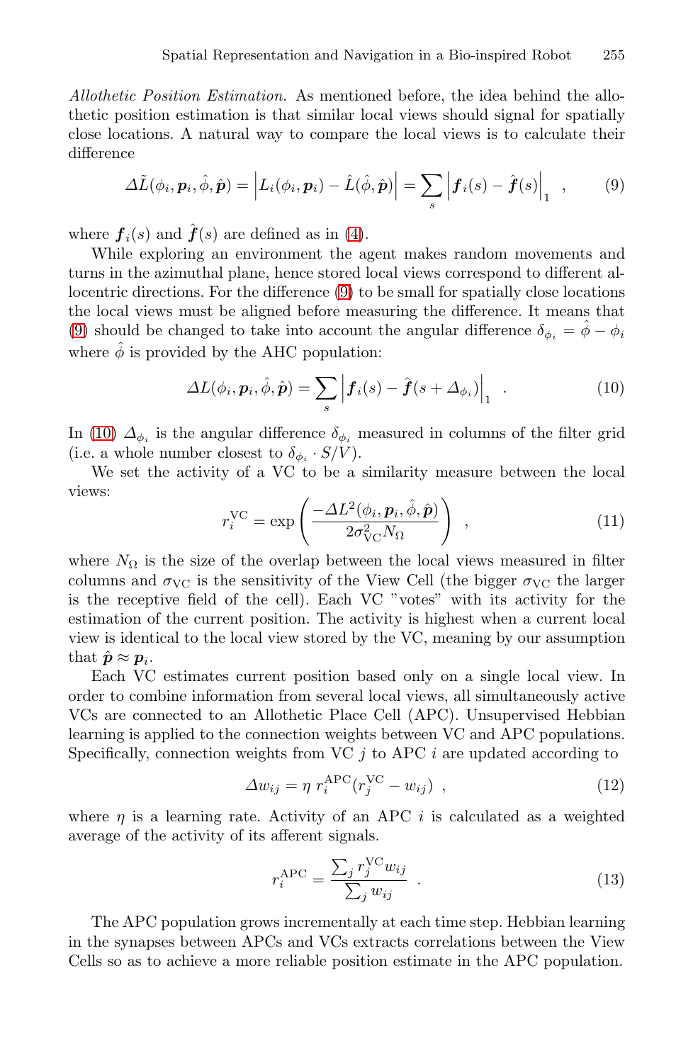*Allothetic Position Estimation.* As mentioned before, the idea behind the allothetic position estimation is that similar local views should signal for spatially close locations. A natural way to compare the local views is to calculate their difference

$$\Delta\tilde{L}(\phi_i, \boldsymbol{p}_i, \hat{\phi}, \hat{\boldsymbol{p}}) = \left| L_i(\phi_i, \boldsymbol{p}_i) - \hat{L}(\hat{\phi}, \hat{\boldsymbol{p}}) \right| = \sum_s \left| \boldsymbol{f}_i(s) - \hat{\boldsymbol{f}}(s) \right|_1 , \tag{9}$$

where $\boldsymbol{f}_i(s)$ and $\hat{\boldsymbol{f}}(s)$ are defined as in (4).

While exploring an environment the agent makes random movements and turns in the azimuthal plane, hence stored local views correspond to different allocentric directions. For the difference (9) to be small for spatially close locations the local views must be aligned before measuring the difference. It means that (9) should be changed to take into account the angular difference $\delta_{\phi_i} = \hat{\phi} - \phi_i$ where $\hat{\phi}$ is provided by the AHC population:

$$\Delta L(\phi_i, \boldsymbol{p}_i, \hat{\phi}, \hat{\boldsymbol{p}}) = \sum_s \left| \boldsymbol{f}_i(s) - \hat{\boldsymbol{f}}(s + \Delta_{\phi_i}) \right|_1 . \tag{10}$$

In (10) $\Delta_{\phi_i}$ is the angular difference $\delta_{\phi_i}$ measured in columns of the filter grid (i.e. a whole number closest to $\delta_{\phi_i} \cdot S/V$).

We set the activity of a VC to be a similarity measure between the local views:

$$r_i^{\mathrm{VC}} = \exp\left( \frac{-\Delta L^2(\phi_i, \boldsymbol{p}_i, \hat{\phi}, \hat{\boldsymbol{p}})}{2\sigma_{\mathrm{VC}}^2 N_\Omega} \right) , \tag{11}$$

where $N_\Omega$ is the size of the overlap between the local views measured in filter columns and $\sigma_{\mathrm{VC}}$ is the sensitivity of the View Cell (the bigger $\sigma_{\mathrm{VC}}$ the larger is the receptive field of the cell). Each VC "votes" with its activity for the estimation of the current position. The activity is highest when a current local view is identical to the local view stored by the VC, meaning by our assumption that $\hat{\boldsymbol{p}} \approx \boldsymbol{p}_i$.

Each VC estimates current position based only on a single local view. In order to combine information from several local views, all simultaneously active VCs are connected to an Allothetic Place Cell (APC). Unsupervised Hebbian learning is applied to the connection weights between VC and APC populations. Specifically, connection weights from VC $j$ to APC $i$ are updated according to

$$\Delta w_{ij} = \eta \, r_i^{\mathrm{APC}} (r_j^{\mathrm{VC}} - w_{ij}) , \tag{12}$$

where $\eta$ is a learning rate. Activity of an APC $i$ is calculated as a weighted average of the activity of its afferent signals.

$$r_i^{\mathrm{APC}} = \frac{\sum_j r_j^{\mathrm{VC}} w_{ij}}{\sum_j w_{ij}} . \tag{13}$$

The APC population grows incrementally at each time step. Hebbian learning in the synapses between APCs and VCs extracts correlations between the View Cells so as to achieve a more reliable position estimate in the APC population.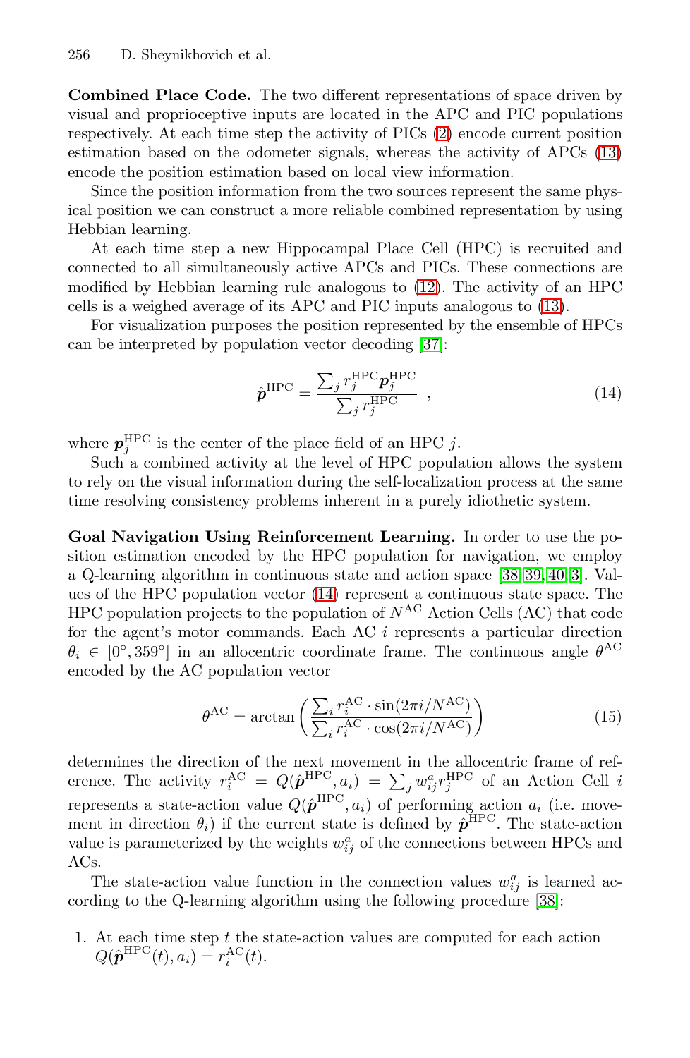**Combined Place Code.** The two different representations of space driven by visual and proprioceptive inputs are located in the APC and PIC populations respectively. At each time step the activity of PICs (2) encode current position estimation based on the odometer signals, whereas the activity of APCs (13) encode the position estimation based on local view information.

Since the position information from the two sources represent the same physical position we can construct a more reliable combined representation by using Hebbian learning.

At each time step a new Hippocampal Place Cell (HPC) is recruited and connected to all simultaneously active APCs and PICs. These connections are modified by Hebbian learning rule analogous to (12). The activity of an HPC cells is a weighed average of its APC and PIC inputs analogous to (13).

For visualization purposes the position represented by the ensemble of HPCs can be interpreted by population vector decoding [37]:

$$\hat{\boldsymbol{p}}^{\mathrm{HPC}} = \frac{\sum_j r_j^{\mathrm{HPC}} \boldsymbol{p}_j^{\mathrm{HPC}}}{\sum_j r_j^{\mathrm{HPC}}} \quad , \tag{14}$$

where $\boldsymbol{p}_j^{\mathrm{HPC}}$ is the center of the place field of an HPC $j$.

Such a combined activity at the level of HPC population allows the system to rely on the visual information during the self-localization process at the same time resolving consistency problems inherent in a purely idiothetic system.

**Goal Navigation Using Reinforcement Learning.** In order to use the position estimation encoded by the HPC population for navigation, we employ a Q-learning algorithm in continuous state and action space [38, 39, 40, 3]. Values of the HPC population vector (14) represent a continuous state space. The HPC population projects to the population of $N^{\mathrm{AC}}$ Action Cells (AC) that code for the agent's motor commands. Each AC $i$ represents a particular direction $\theta_i \in [0°, 359°]$ in an allocentric coordinate frame. The continuous angle $\theta^{\mathrm{AC}}$ encoded by the AC population vector

$$\theta^{\mathrm{AC}} = \arctan\left(\frac{\sum_i r_i^{\mathrm{AC}} \cdot \sin(2\pi i / N^{\mathrm{AC}})}{\sum_i r_i^{\mathrm{AC}} \cdot \cos(2\pi i / N^{\mathrm{AC}})}\right) \tag{15}$$

determines the direction of the next movement in the allocentric frame of reference. The activity $r_i^{\mathrm{AC}} = Q(\hat{\boldsymbol{p}}^{\mathrm{HPC}}, a_i) = \sum_j w_{ij}^a r_j^{\mathrm{HPC}}$ of an Action Cell $i$ represents a state-action value $Q(\hat{\boldsymbol{p}}^{\mathrm{HPC}}, a_i)$ of performing action $a_i$ (i.e. movement in direction $\theta_i$) if the current state is defined by $\hat{\boldsymbol{p}}^{\mathrm{HPC}}$. The state-action value is parameterized by the weights $w_{ij}^a$ of the connections between HPCs and ACs.

The state-action value function in the connection values $w_{ij}^a$ is learned according to the Q-learning algorithm using the following procedure [38]:

1. At each time step $t$ the state-action values are computed for each action $Q(\hat{\boldsymbol{p}}^{\mathrm{HPC}}(t), a_i) = r_i^{\mathrm{AC}}(t)$.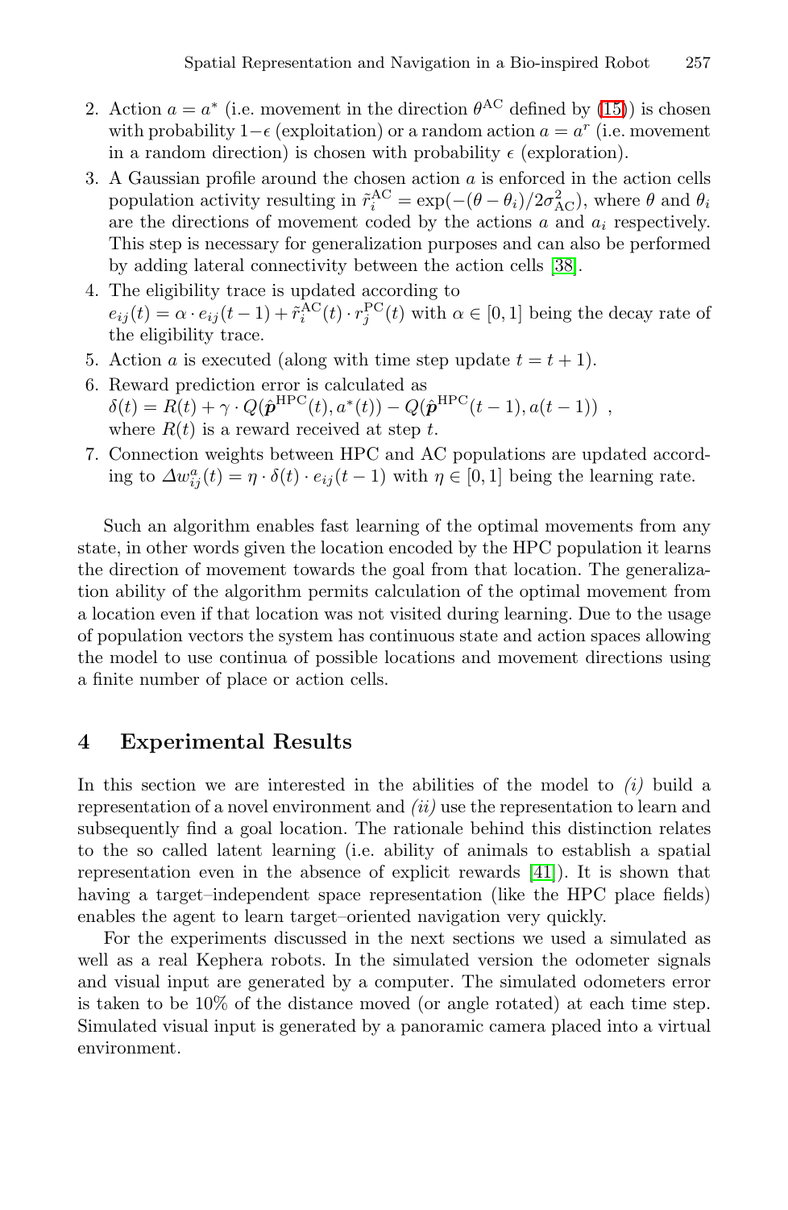2. Action $a = a^*$ (i.e. movement in the direction $\theta^{\mathrm{AC}}$ defined by (15)) is chosen with probability $1-\epsilon$ (exploitation) or a random action $a = a^r$ (i.e. movement in a random direction) is chosen with probability $\epsilon$ (exploration).
3. A Gaussian profile around the chosen action $a$ is enforced in the action cells population activity resulting in $\tilde{r}_i^{\mathrm{AC}} = \exp(-(\theta - \theta_i)/2\sigma_{\mathrm{AC}}^2)$, where $\theta$ and $\theta_i$ are the directions of movement coded by the actions $a$ and $a_i$ respectively. This step is necessary for generalization purposes and can also be performed by adding lateral connectivity between the action cells [38].
4. The eligibility trace is updated according to $e_{ij}(t) = \alpha \cdot e_{ij}(t-1) + \tilde{r}_i^{\mathrm{AC}}(t) \cdot r_j^{\mathrm{PC}}(t)$ with $\alpha \in [0,1]$ being the decay rate of the eligibility trace.
5. Action $a$ is executed (along with time step update $t = t + 1$).
6. Reward prediction error is calculated as $\delta(t) = R(t) + \gamma \cdot Q(\hat{\boldsymbol{p}}^{\mathrm{HPC}}(t), a^*(t)) - Q(\hat{\boldsymbol{p}}^{\mathrm{HPC}}(t-1), a(t-1))$ , where $R(t)$ is a reward received at step $t$.
7. Connection weights between HPC and AC populations are updated according to $\Delta w_{ij}^a(t) = \eta \cdot \delta(t) \cdot e_{ij}(t-1)$ with $\eta \in [0,1]$ being the learning rate.

Such an algorithm enables fast learning of the optimal movements from any state, in other words given the location encoded by the HPC population it learns the direction of movement towards the goal from that location. The generalization ability of the algorithm permits calculation of the optimal movement from a location even if that location was not visited during learning. Due to the usage of population vectors the system has continuous state and action spaces allowing the model to use continua of possible locations and movement directions using a finite number of place or action cells.

# 4 Experimental Results

In this section we are interested in the abilities of the model to *(i)* build a representation of a novel environment and *(ii)* use the representation to learn and subsequently find a goal location. The rationale behind this distinction relates to the so called latent learning (i.e. ability of animals to establish a spatial representation even in the absence of explicit rewards [41]). It is shown that having a target–independent space representation (like the HPC place fields) enables the agent to learn target–oriented navigation very quickly.

For the experiments discussed in the next sections we used a simulated as well as a real Kephera robots. In the simulated version the odometer signals and visual input are generated by a computer. The simulated odometers error is taken to be 10% of the distance moved (or angle rotated) at each time step. Simulated visual input is generated by a panoramic camera placed into a virtual environment.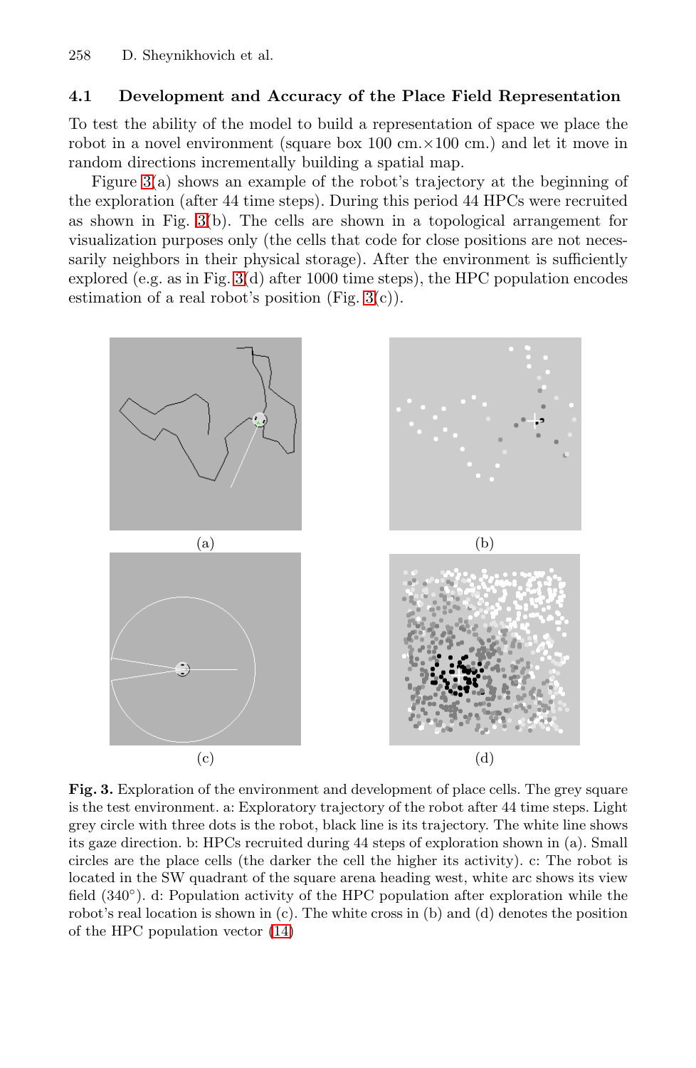### 4.1 Development and Accuracy of the Place Field Representation

To test the ability of the model to build a representation of space we place the robot in a novel environment (square box 100 cm.×100 cm.) and let it move in random directions incrementally building a spatial map.

Figure 3(a) shows an example of the robot's trajectory at the beginning of the exploration (after 44 time steps). During this period 44 HPCs were recruited as shown in Fig. 3(b). The cells are shown in a topological arrangement for visualization purposes only (the cells that code for close positions are not necessarily neighbors in their physical storage). After the environment is sufficiently explored (e.g. as in Fig. 3(d) after 1000 time steps), the HPC population encodes estimation of a real robot's position (Fig. 3(c)).

(a)

(b)

(c)

(d)

**Fig. 3.** Exploration of the environment and development of place cells. The grey square is the test environment. a: Exploratory trajectory of the robot after 44 time steps. Light grey circle with three dots is the robot, black line is its trajectory. The white line shows its gaze direction. b: HPCs recruited during 44 steps of exploration shown in (a). Small circles are the place cells (the darker the cell the higher its activity). c: The robot is located in the SW quadrant of the square arena heading west, white arc shows its view field (340°). d: Population activity of the HPC population after exploration while the robot's real location is shown in (c). The white cross in (b) and (d) denotes the position of the HPC population vector (14)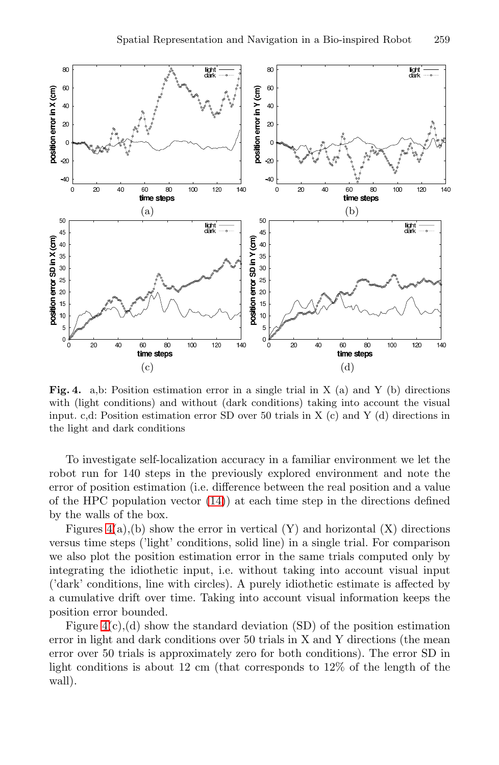**Fig. 4.** a,b: Position estimation error in a single trial in X (a) and Y (b) directions with (light conditions) and without (dark conditions) taking into account the visual input. c,d: Position estimation error SD over 50 trials in X (c) and Y (d) directions in the light and dark conditions

To investigate self-localization accuracy in a familiar environment we let the robot run for 140 steps in the previously explored environment and note the error of position estimation (i.e. difference between the real position and a value of the HPC population vector (14)) at each time step in the directions defined by the walls of the box.

Figures 4(a),(b) show the error in vertical (Y) and horizontal (X) directions versus time steps ('light' conditions, solid line) in a single trial. For comparison we also plot the position estimation error in the same trials computed only by integrating the idiothetic input, i.e. without taking into account visual input ('dark' conditions, line with circles). A purely idiothetic estimate is affected by a cumulative drift over time. Taking into account visual information keeps the position error bounded.

Figure 4(c),(d) show the standard deviation (SD) of the position estimation error in light and dark conditions over 50 trials in X and Y directions (the mean error over 50 trials is approximately zero for both conditions). The error SD in light conditions is about 12 cm (that corresponds to 12% of the length of the wall).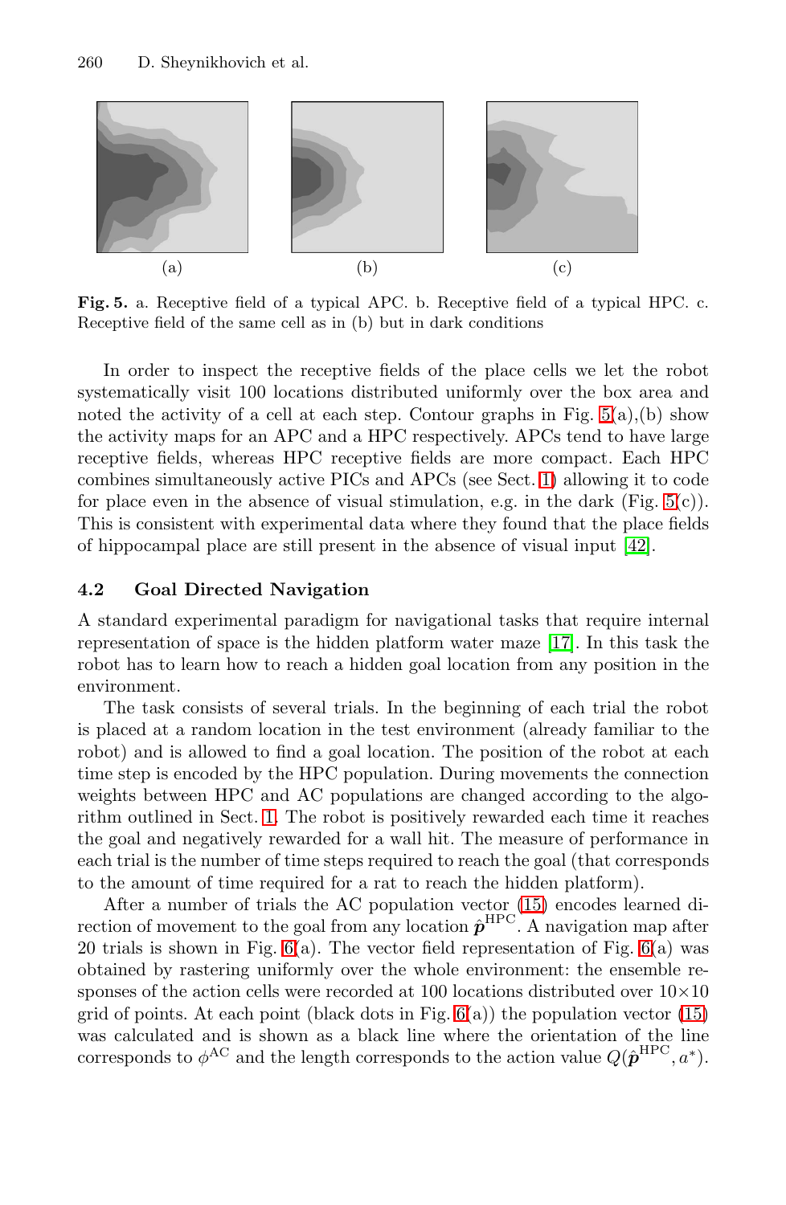(a) (b) (c)

**Fig. 5.** a. Receptive field of a typical APC. b. Receptive field of a typical HPC. c. Receptive field of the same cell as in (b) but in dark conditions

In order to inspect the receptive fields of the place cells we let the robot systematically visit 100 locations distributed uniformly over the box area and noted the activity of a cell at each step. Contour graphs in Fig. 5(a),(b) show the activity maps for an APC and a HPC respectively. APCs tend to have large receptive fields, whereas HPC receptive fields are more compact. Each HPC combines simultaneously active PICs and APCs (see Sect. 1) allowing it to code for place even in the absence of visual stimulation, e.g. in the dark (Fig. 5(c)). This is consistent with experimental data where they found that the place fields of hippocampal place are still present in the absence of visual input [42].

### 4.2 Goal Directed Navigation

A standard experimental paradigm for navigational tasks that require internal representation of space is the hidden platform water maze [17]. In this task the robot has to learn how to reach a hidden goal location from any position in the environment.

The task consists of several trials. In the beginning of each trial the robot is placed at a random location in the test environment (already familiar to the robot) and is allowed to find a goal location. The position of the robot at each time step is encoded by the HPC population. During movements the connection weights between HPC and AC populations are changed according to the algorithm outlined in Sect. 1. The robot is positively rewarded each time it reaches the goal and negatively rewarded for a wall hit. The measure of performance in each trial is the number of time steps required to reach the goal (that corresponds to the amount of time required for a rat to reach the hidden platform).

After a number of trials the AC population vector (15) encodes learned direction of movement to the goal from any location $\hat{\boldsymbol{p}}^{\mathrm{HPC}}$. A navigation map after 20 trials is shown in Fig. 6(a). The vector field representation of Fig. 6(a) was obtained by rastering uniformly over the whole environment: the ensemble responses of the action cells were recorded at 100 locations distributed over 10×10 grid of points. At each point (black dots in Fig. 6(a)) the population vector (15) was calculated and is shown as a black line where the orientation of the line corresponds to $\phi^{\mathrm{AC}}$ and the length corresponds to the action value $Q(\hat{\boldsymbol{p}}^{\mathrm{HPC}}, a^*)$.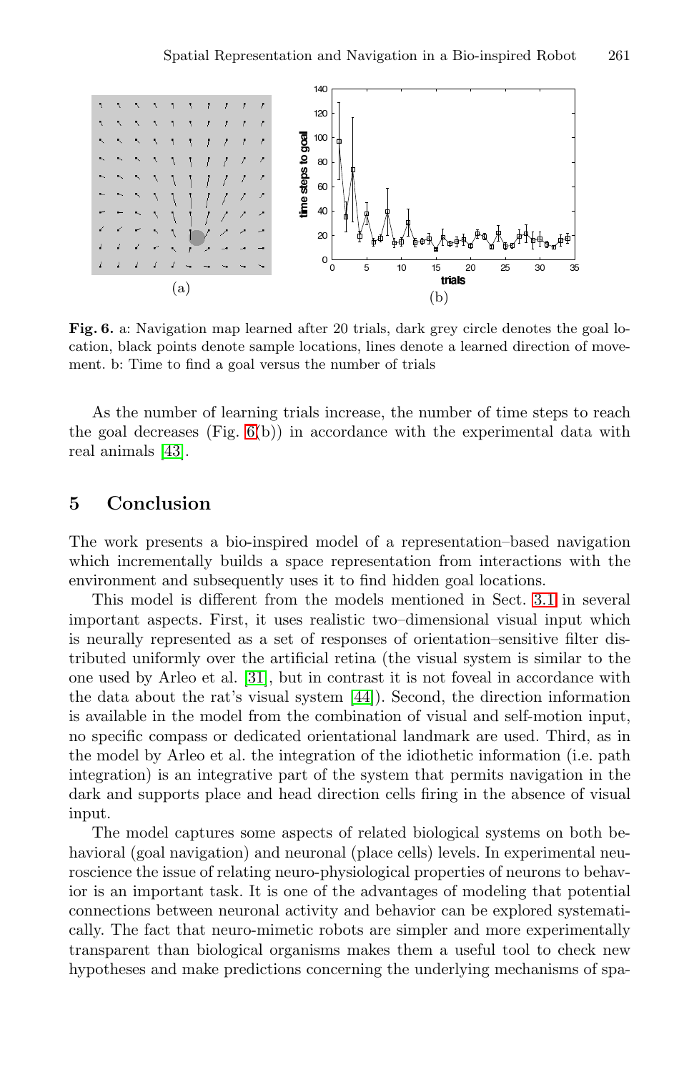Fig. 6. a: Navigation map learned after 20 trials, dark grey circle denotes the goal location, black points denote sample locations, lines denote a learned direction of movement. b: Time to find a goal versus the number of trials

As the number of learning trials increase, the number of time steps to reach the goal decreases (Fig. 6(b)) in accordance with the experimental data with real animals [43].

## 5 Conclusion

The work presents a bio-inspired model of a representation–based navigation which incrementally builds a space representation from interactions with the environment and subsequently uses it to find hidden goal locations.

This model is different from the models mentioned in Sect. 3.1 in several important aspects. First, it uses realistic two–dimensional visual input which is neurally represented as a set of responses of orientation–sensitive filter distributed uniformly over the artificial retina (the visual system is similar to the one used by Arleo et al. [31], but in contrast it is not foveal in accordance with the data about the rat's visual system [44]). Second, the direction information is available in the model from the combination of visual and self-motion input, no specific compass or dedicated orientational landmark are used. Third, as in the model by Arleo et al. the integration of the idiothetic information (i.e. path integration) is an integrative part of the system that permits navigation in the dark and supports place and head direction cells firing in the absence of visual input.

The model captures some aspects of related biological systems on both behavioral (goal navigation) and neuronal (place cells) levels. In experimental neuroscience the issue of relating neuro-physiological properties of neurons to behavior is an important task. It is one of the advantages of modeling that potential connections between neuronal activity and behavior can be explored systematically. The fact that neuro-mimetic robots are simpler and more experimentally transparent than biological organisms makes them a useful tool to check new hypotheses and make predictions concerning the underlying mechanisms of spa-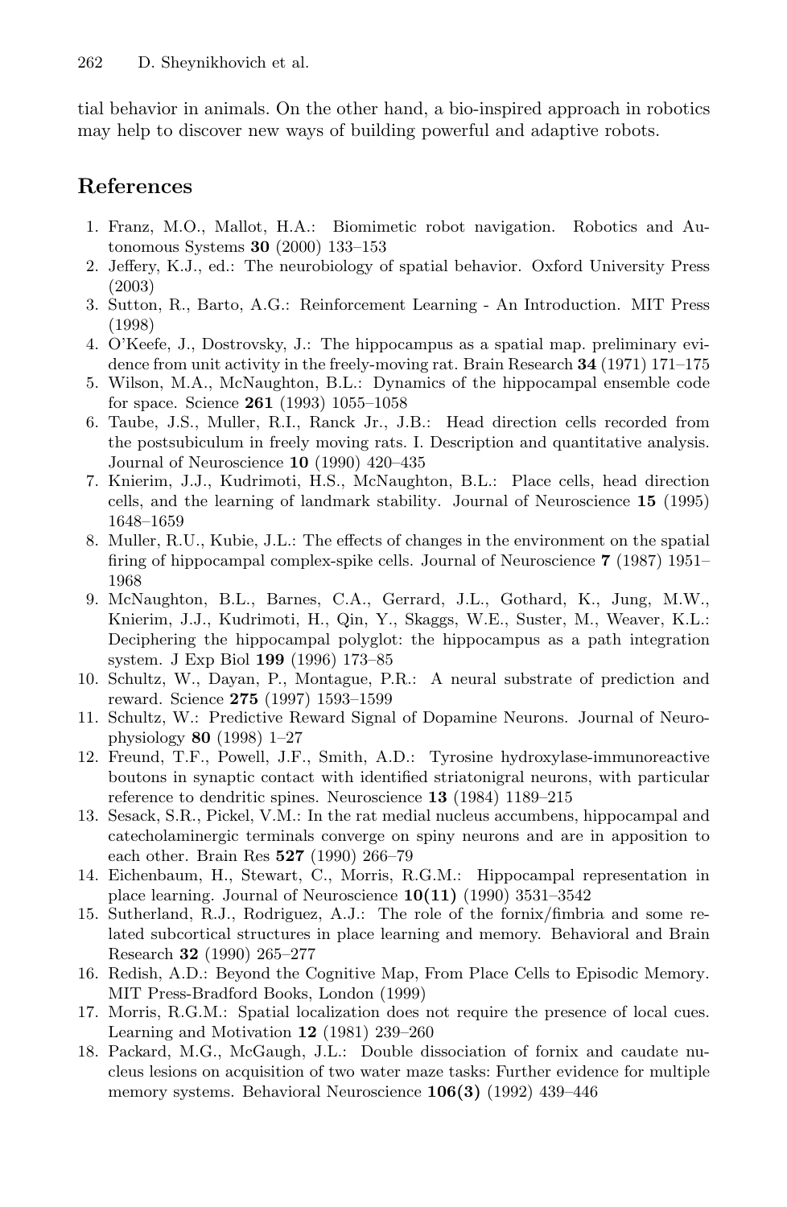tial behavior in animals. On the other hand, a bio-inspired approach in robotics may help to discover new ways of building powerful and adaptive robots.

## References

1. Franz, M.O., Mallot, H.A.: Biomimetic robot navigation. Robotics and Autonomous Systems **30** (2000) 133–153
2. Jeffery, K.J., ed.: The neurobiology of spatial behavior. Oxford University Press (2003)
3. Sutton, R., Barto, A.G.: Reinforcement Learning - An Introduction. MIT Press (1998)
4. O'Keefe, J., Dostrovsky, J.: The hippocampus as a spatial map. preliminary evidence from unit activity in the freely-moving rat. Brain Research **34** (1971) 171–175
5. Wilson, M.A., McNaughton, B.L.: Dynamics of the hippocampal ensemble code for space. Science **261** (1993) 1055–1058
6. Taube, J.S., Muller, R.I., Ranck Jr., J.B.: Head direction cells recorded from the postsubiculum in freely moving rats. I. Description and quantitative analysis. Journal of Neuroscience **10** (1990) 420–435
7. Knierim, J.J., Kudrimoti, H.S., McNaughton, B.L.: Place cells, head direction cells, and the learning of landmark stability. Journal of Neuroscience **15** (1995) 1648–1659
8. Muller, R.U., Kubie, J.L.: The effects of changes in the environment on the spatial firing of hippocampal complex-spike cells. Journal of Neuroscience **7** (1987) 1951–1968
9. McNaughton, B.L., Barnes, C.A., Gerrard, J.L., Gothard, K., Jung, M.W., Knierim, J.J., Kudrimoti, H., Qin, Y., Skaggs, W.E., Suster, M., Weaver, K.L.: Deciphering the hippocampal polyglot: the hippocampus as a path integration system. J Exp Biol **199** (1996) 173–85
10. Schultz, W., Dayan, P., Montague, P.R.: A neural substrate of prediction and reward. Science **275** (1997) 1593–1599
11. Schultz, W.: Predictive Reward Signal of Dopamine Neurons. Journal of Neurophysiology **80** (1998) 1–27
12. Freund, T.F., Powell, J.F., Smith, A.D.: Tyrosine hydroxylase-immunoreactive boutons in synaptic contact with identified striatonigral neurons, with particular reference to dendritic spines. Neuroscience **13** (1984) 1189–215
13. Sesack, S.R., Pickel, V.M.: In the rat medial nucleus accumbens, hippocampal and catecholaminergic terminals converge on spiny neurons and are in apposition to each other. Brain Res **527** (1990) 266–79
14. Eichenbaum, H., Stewart, C., Morris, R.G.M.: Hippocampal representation in place learning. Journal of Neuroscience **10(11)** (1990) 3531–3542
15. Sutherland, R.J., Rodriguez, A.J.: The role of the fornix/fimbria and some related subcortical structures in place learning and memory. Behavioral and Brain Research **32** (1990) 265–277
16. Redish, A.D.: Beyond the Cognitive Map, From Place Cells to Episodic Memory. MIT Press-Bradford Books, London (1999)
17. Morris, R.G.M.: Spatial localization does not require the presence of local cues. Learning and Motivation **12** (1981) 239–260
18. Packard, M.G., McGaugh, J.L.: Double dissociation of fornix and caudate nucleus lesions on acquisition of two water maze tasks: Further evidence for multiple memory systems. Behavioral Neuroscience **106(3)** (1992) 439–446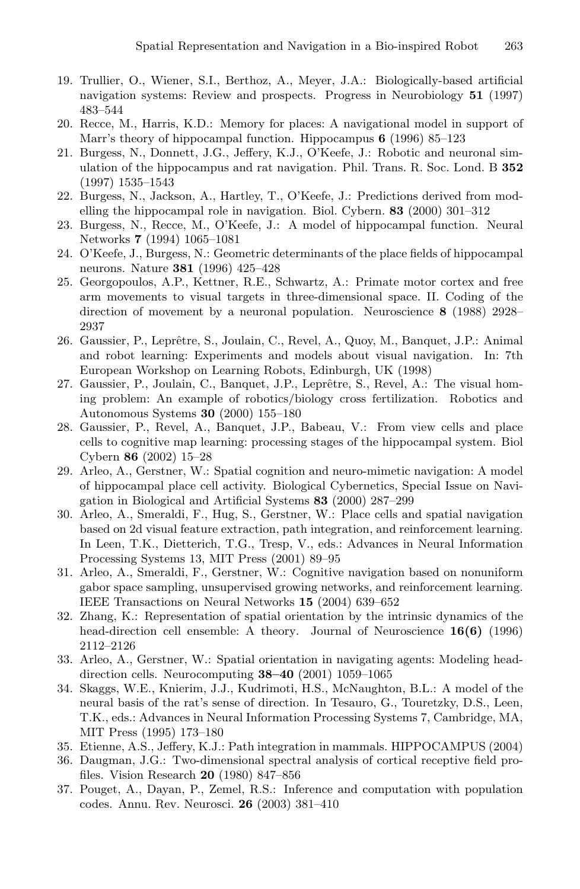19. Trullier, O., Wiener, S.I., Berthoz, A., Meyer, J.A.: Biologically-based artificial navigation systems: Review and prospects. Progress in Neurobiology **51** (1997) 483–544
20. Recce, M., Harris, K.D.: Memory for places: A navigational model in support of Marr's theory of hippocampal function. Hippocampus **6** (1996) 85–123
21. Burgess, N., Donnett, J.G., Jeffery, K.J., O'Keefe, J.: Robotic and neuronal simulation of the hippocampus and rat navigation. Phil. Trans. R. Soc. Lond. B **352** (1997) 1535–1543
22. Burgess, N., Jackson, A., Hartley, T., O'Keefe, J.: Predictions derived from modelling the hippocampal role in navigation. Biol. Cybern. **83** (2000) 301–312
23. Burgess, N., Recce, M., O'Keefe, J.: A model of hippocampal function. Neural Networks **7** (1994) 1065–1081
24. O'Keefe, J., Burgess, N.: Geometric determinants of the place fields of hippocampal neurons. Nature **381** (1996) 425–428
25. Georgopoulos, A.P., Kettner, R.E., Schwartz, A.: Primate motor cortex and free arm movements to visual targets in three-dimensional space. II. Coding of the direction of movement by a neuronal population. Neuroscience **8** (1988) 2928–2937
26. Gaussier, P., Leprêtre, S., Joulain, C., Revel, A., Quoy, M., Banquet, J.P.: Animal and robot learning: Experiments and models about visual navigation. In: 7th European Workshop on Learning Robots, Edinburgh, UK (1998)
27. Gaussier, P., Joulain, C., Banquet, J.P., Leprêtre, S., Revel, A.: The visual homing problem: An example of robotics/biology cross fertilization. Robotics and Autonomous Systems **30** (2000) 155–180
28. Gaussier, P., Revel, A., Banquet, J.P., Babeau, V.: From view cells and place cells to cognitive map learning: processing stages of the hippocampal system. Biol Cybern **86** (2002) 15–28
29. Arleo, A., Gerstner, W.: Spatial cognition and neuro-mimetic navigation: A model of hippocampal place cell activity. Biological Cybernetics, Special Issue on Navigation in Biological and Artificial Systems **83** (2000) 287–299
30. Arleo, A., Smeraldi, F., Hug, S., Gerstner, W.: Place cells and spatial navigation based on 2d visual feature extraction, path integration, and reinforcement learning. In Leen, T.K., Dietterich, T.G., Tresp, V., eds.: Advances in Neural Information Processing Systems 13, MIT Press (2001) 89–95
31. Arleo, A., Smeraldi, F., Gerstner, W.: Cognitive navigation based on nonuniform gabor space sampling, unsupervised growing networks, and reinforcement learning. IEEE Transactions on Neural Networks **15** (2004) 639–652
32. Zhang, K.: Representation of spatial orientation by the intrinsic dynamics of the head-direction cell ensemble: A theory. Journal of Neuroscience **16(6)** (1996) 2112–2126
33. Arleo, A., Gerstner, W.: Spatial orientation in navigating agents: Modeling head-direction cells. Neurocomputing **38–40** (2001) 1059–1065
34. Skaggs, W.E., Knierim, J.J., Kudrimoti, H.S., McNaughton, B.L.: A model of the neural basis of the rat's sense of direction. In Tesauro, G., Touretzky, D.S., Leen, T.K., eds.: Advances in Neural Information Processing Systems 7, Cambridge, MA, MIT Press (1995) 173–180
35. Etienne, A.S., Jeffery, K.J.: Path integration in mammals. HIPPOCAMPUS (2004)
36. Daugman, J.G.: Two-dimensional spectral analysis of cortical receptive field profiles. Vision Research **20** (1980) 847–856
37. Pouget, A., Dayan, P., Zemel, R.S.: Inference and computation with population codes. Annu. Rev. Neurosci. **26** (2003) 381–410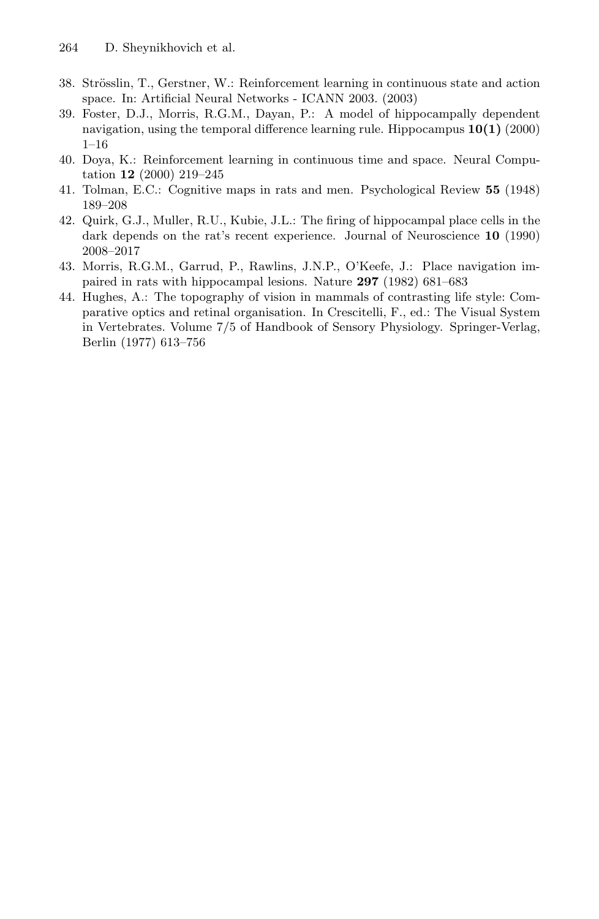38. Strösslin, T., Gerstner, W.: Reinforcement learning in continuous state and action space. In: Artificial Neural Networks - ICANN 2003. (2003)
39. Foster, D.J., Morris, R.G.M., Dayan, P.: A model of hippocampally dependent navigation, using the temporal difference learning rule. Hippocampus **10(1)** (2000) 1–16
40. Doya, K.: Reinforcement learning in continuous time and space. Neural Computation **12** (2000) 219–245
41. Tolman, E.C.: Cognitive maps in rats and men. Psychological Review **55** (1948) 189–208
42. Quirk, G.J., Muller, R.U., Kubie, J.L.: The firing of hippocampal place cells in the dark depends on the rat's recent experience. Journal of Neuroscience **10** (1990) 2008–2017
43. Morris, R.G.M., Garrud, P., Rawlins, J.N.P., O'Keefe, J.: Place navigation impaired in rats with hippocampal lesions. Nature **297** (1982) 681–683
44. Hughes, A.: The topography of vision in mammals of contrasting life style: Comparative optics and retinal organisation. In Crescitelli, F., ed.: The Visual System in Vertebrates. Volume 7/5 of Handbook of Sensory Physiology. Springer-Verlag, Berlin (1977) 613–756